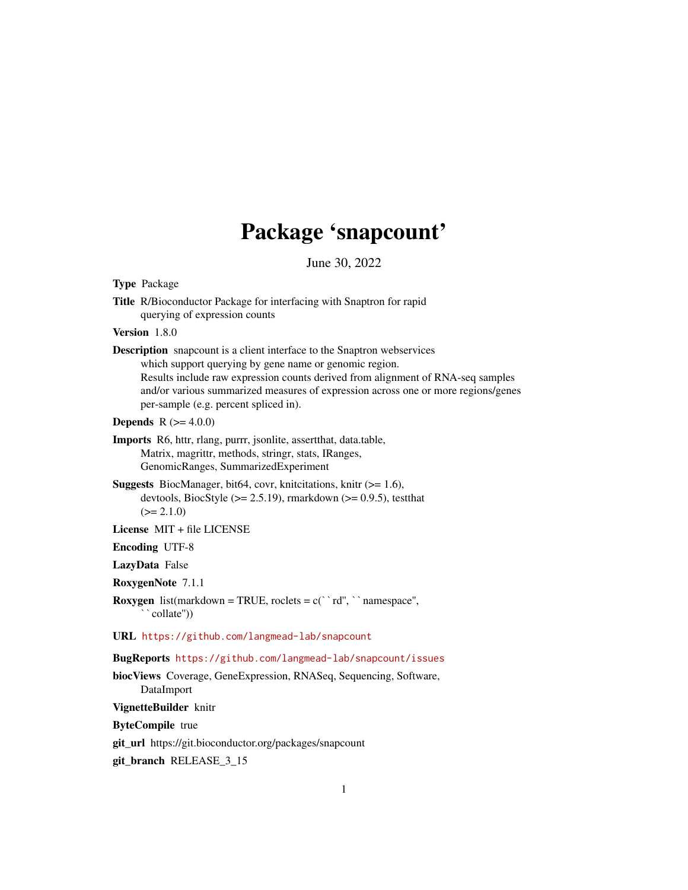# Package 'snapcount'

June 30, 2022

**Type** Package

**Title** R/Bioconductor Package for interfacing with Snaptron for rapid querying of expression counts

**Version** 1.8.0

**Description** snapcount is a client interface to the Snaptron webservices which support querying by gene name or genomic region. Results include raw expression counts derived from alignment of RNA-seq samples and/or various summarized measures of expression across one or more regions/genes per-sample (e.g. percent spliced in).

**Depends** R (>= 4.0.0)

**Imports** R6, httr, rlang, purrr, jsonlite, assertthat, data.table, Matrix, magrittr, methods, stringr, stats, IRanges, GenomicRanges, SummarizedExperiment

**Suggests** BiocManager, bit64, covr, knitcitations, knitr (>= 1.6), devtools, BiocStyle (>= 2.5.19), rmarkdown (>= 0.9.5), testthat (>= 2.1.0)

**License** MIT + file LICENSE

**Encoding** UTF-8

**LazyData** False

**RoxygenNote** 7.1.1

**Roxygen** list(markdown = TRUE, roclets = c(``rd'', ``namespace'', ``collate''))

**URL** https://github.com/langmead-lab/snapcount

**BugReports** https://github.com/langmead-lab/snapcount/issues

**biocViews** Coverage, GeneExpression, RNASeq, Sequencing, Software, DataImport

**VignetteBuilder** knitr

**ByteCompile** true

**git_url** https://git.bioconductor.org/packages/snapcount

**git_branch** RELEASE_3_15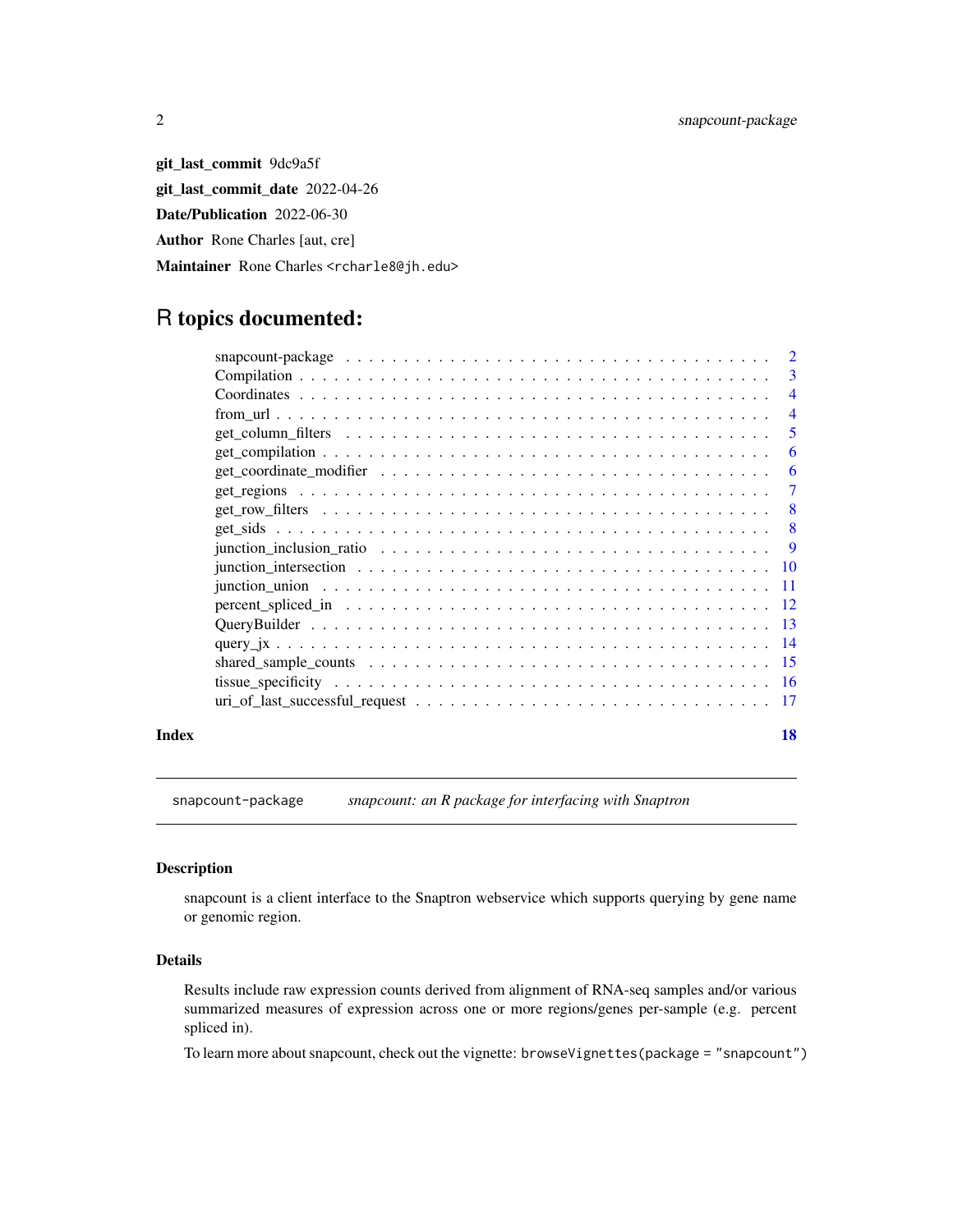**git_last_commit** 9dc9a5f

**git_last_commit_date** 2022-04-26

**Date/Publication** 2022-06-30

**Author** Rone Charles [aut, cre]

**Maintainer** Rone Charles <rcharle8@jh.edu>

# R topics documented:

| | |
|---|---|
| snapcount-package | 2 |
| Compilation | 3 |
| Coordinates | 4 |
| from_url | 4 |
| get_column_filters | 5 |
| get_compilation | 6 |
| get_coordinate_modifier | 6 |
| get_regions | 7 |
| get_row_filters | 8 |
| get_sids | 8 |
| junction_inclusion_ratio | 9 |
| junction_intersection | 10 |
| junction_union | 11 |
| percent_spliced_in | 12 |
| QueryBuilder | 13 |
| query_jx | 14 |
| shared_sample_counts | 15 |
| tissue_specificity | 16 |
| uri_of_last_successful_request | 17 |
| **Index** | **18** |

---

`snapcount-package` *snapcount: an R package for interfacing with Snaptron*

---

### Description

snapcount is a client interface to the Snaptron webservice which supports querying by gene name or genomic region.

### Details

Results include raw expression counts derived from alignment of RNA-seq samples and/or various summarized measures of expression across one or more regions/genes per-sample (e.g. percent spliced in).

To learn more about snapcount, check out the vignette: `browseVignettes(package = "snapcount")`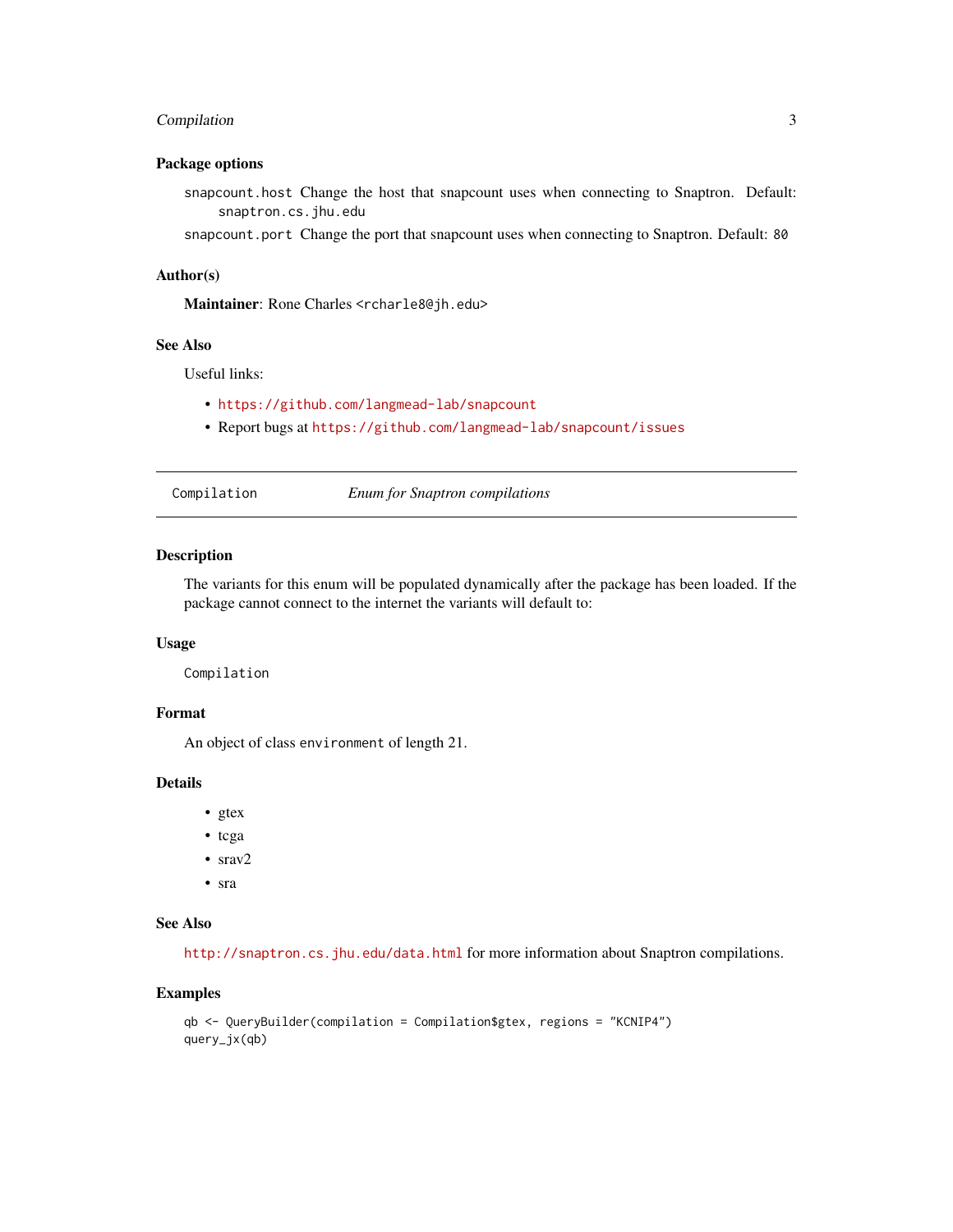### Package options

`snapcount.host` Change the host that snapcount uses when connecting to Snaptron. Default: `snaptron.cs.jhu.edu`

`snapcount.port` Change the port that snapcount uses when connecting to Snaptron. Default: `80`

### Author(s)

**Maintainer**: Rone Charles <`rcharle8@jh.edu`>

### See Also

Useful links:

- `https://github.com/langmead-lab/snapcount`
- Report bugs at `https://github.com/langmead-lab/snapcount/issues`

---

## Compilation — *Enum for Snaptron compilations*

---

### Description

The variants for this enum will be populated dynamically after the package has been loaded. If the package cannot connect to the internet the variants will default to:

### Usage

```
Compilation
```

### Format

An object of class `environment` of length 21.

### Details

- gtex
- tcga
- srav2
- sra

### See Also

`http://snaptron.cs.jhu.edu/data.html` for more information about Snaptron compilations.

### Examples

```
qb <- QueryBuilder(compilation = Compilation$gtex, regions = "KCNIP4")
query_jx(qb)
```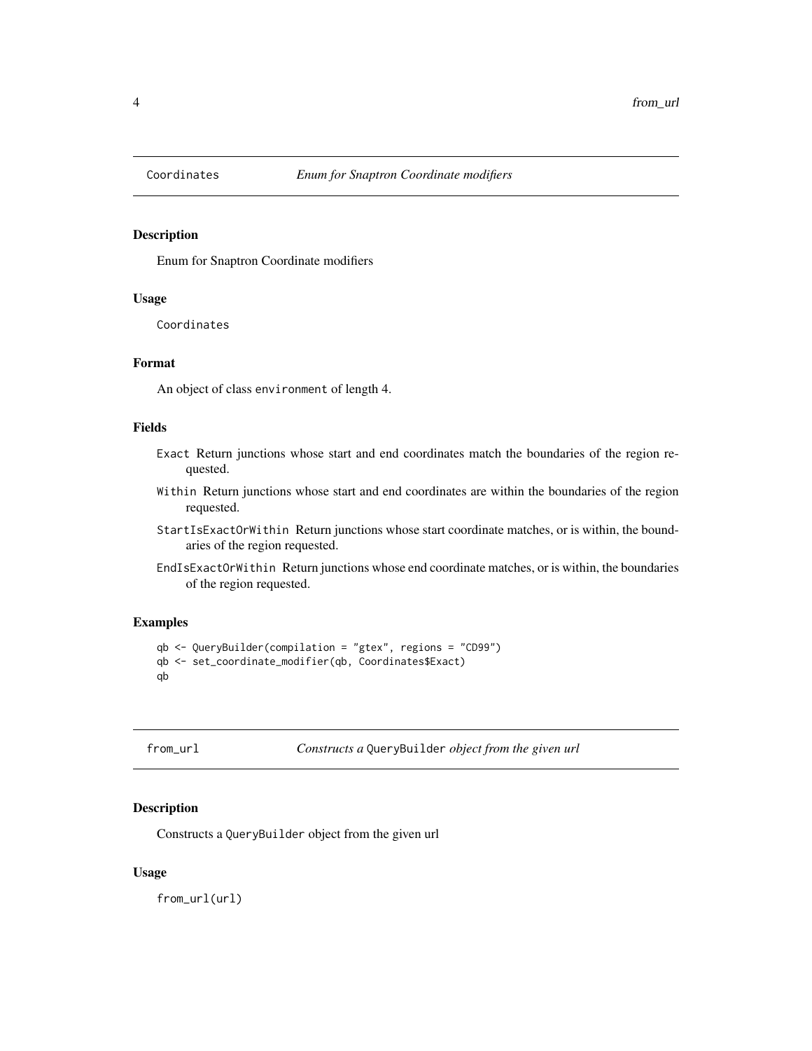## Coordinates *Enum for Snaptron Coordinate modifiers*

### Description

Enum for Snaptron Coordinate modifiers

### Usage

```
Coordinates
```

### Format

An object of class `environment` of length 4.

### Fields

- `Exact` Return junctions whose start and end coordinates match the boundaries of the region requested.
- `Within` Return junctions whose start and end coordinates are within the boundaries of the region requested.
- `StartIsExactOrWithin` Return junctions whose start coordinate matches, or is within, the boundaries of the region requested.
- `EndIsExactOrWithin` Return junctions whose end coordinate matches, or is within, the boundaries of the region requested.

### Examples

```
qb <- QueryBuilder(compilation = "gtex", regions = "CD99")
qb <- set_coordinate_modifier(qb, Coordinates$Exact)
qb
```

## from_url *Constructs a `QueryBuilder` object from the given url*

### Description

Constructs a `QueryBuilder` object from the given url

### Usage

```
from_url(url)
```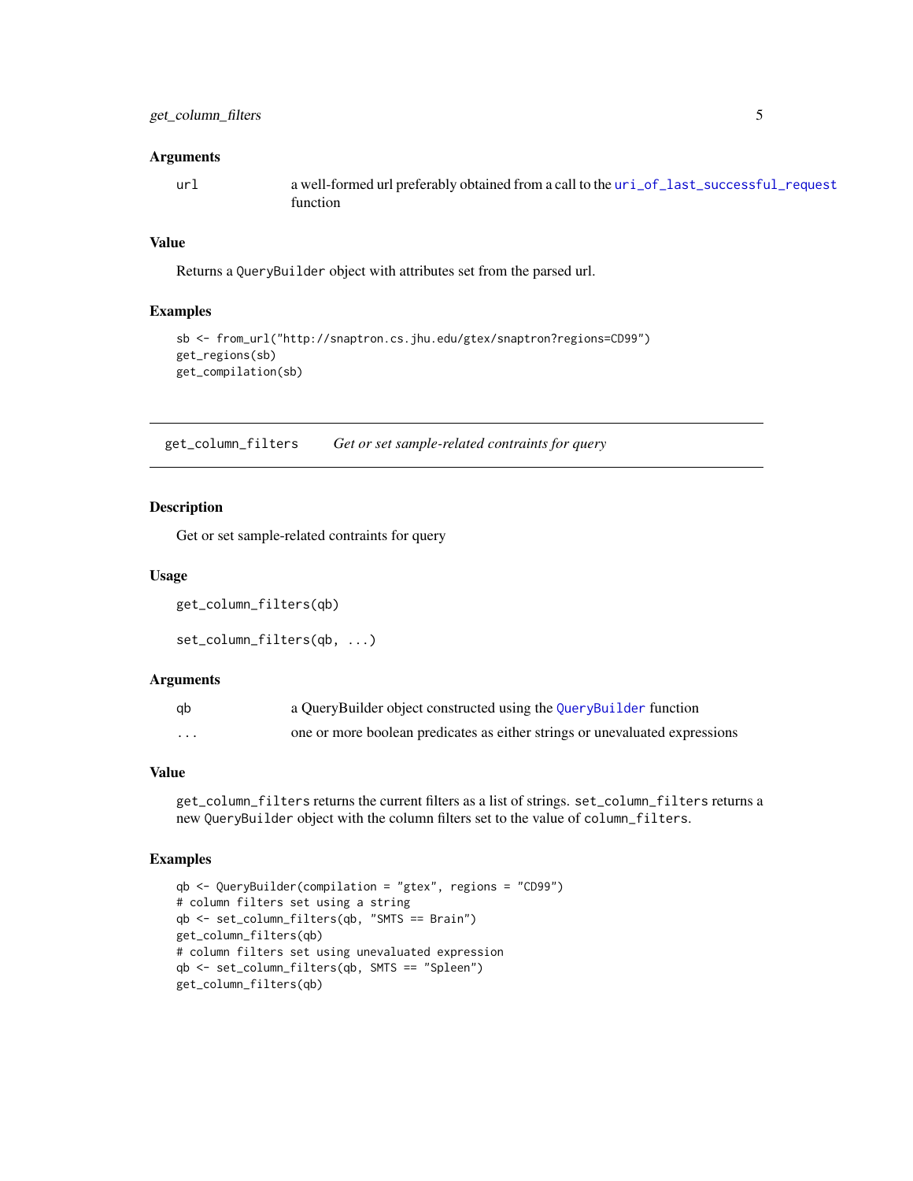### Arguments

| | |
|---|---|
| `url` | a well-formed url preferably obtained from a call to the `uri_of_last_successful_request` function |

### Value

Returns a `QueryBuilder` object with attributes set from the parsed url.

### Examples

```
sb <- from_url("http://snaptron.cs.jhu.edu/gtex/snaptron?regions=CD99")
get_regions(sb)
get_compilation(sb)
```

---

## get_column_filters — *Get or set sample-related contraints for query*

---

### Description

Get or set sample-related contraints for query

### Usage

```
get_column_filters(qb)

set_column_filters(qb, ...)
```

### Arguments

| | |
|---|---|
| `qb` | a QueryBuilder object constructed using the `QueryBuilder` function |
| `...` | one or more boolean predicates as either strings or unevaluated expressions |

### Value

`get_column_filters` returns the current filters as a list of strings. `set_column_filters` returns a new `QueryBuilder` object with the column filters set to the value of `column_filters`.

### Examples

```
qb <- QueryBuilder(compilation = "gtex", regions = "CD99")
# column filters set using a string
qb <- set_column_filters(qb, "SMTS == Brain")
get_column_filters(qb)
# column filters set using unevaluated expression
qb <- set_column_filters(qb, SMTS == "Spleen")
get_column_filters(qb)
```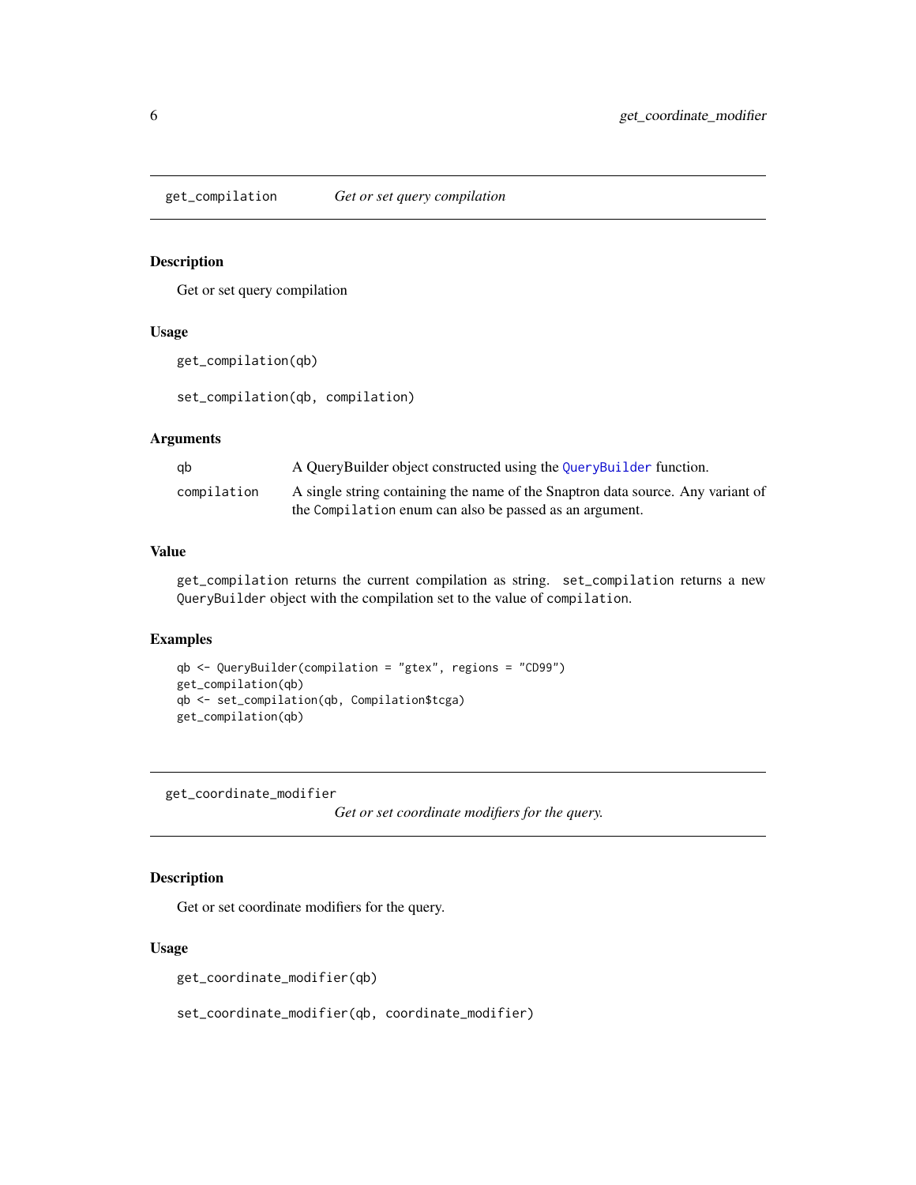## get_compilation *Get or set query compilation*

### Description

Get or set query compilation

### Usage

```
get_compilation(qb)

set_compilation(qb, compilation)
```

### Arguments

| | |
|---|---|
| qb | A QueryBuilder object constructed using the `QueryBuilder` function. |
| compilation | A single string containing the name of the Snaptron data source. Any variant of the `Compilation` enum can also be passed as an argument. |

### Value

`get_compilation` returns the current compilation as string. `set_compilation` returns a new `QueryBuilder` object with the compilation set to the value of `compilation`.

### Examples

```
qb <- QueryBuilder(compilation = "gtex", regions = "CD99")
get_compilation(qb)
qb <- set_compilation(qb, Compilation$tcga)
get_compilation(qb)
```

## get_coordinate_modifier *Get or set coordinate modifiers for the query.*

### Description

Get or set coordinate modifiers for the query.

### Usage

```
get_coordinate_modifier(qb)

set_coordinate_modifier(qb, coordinate_modifier)
```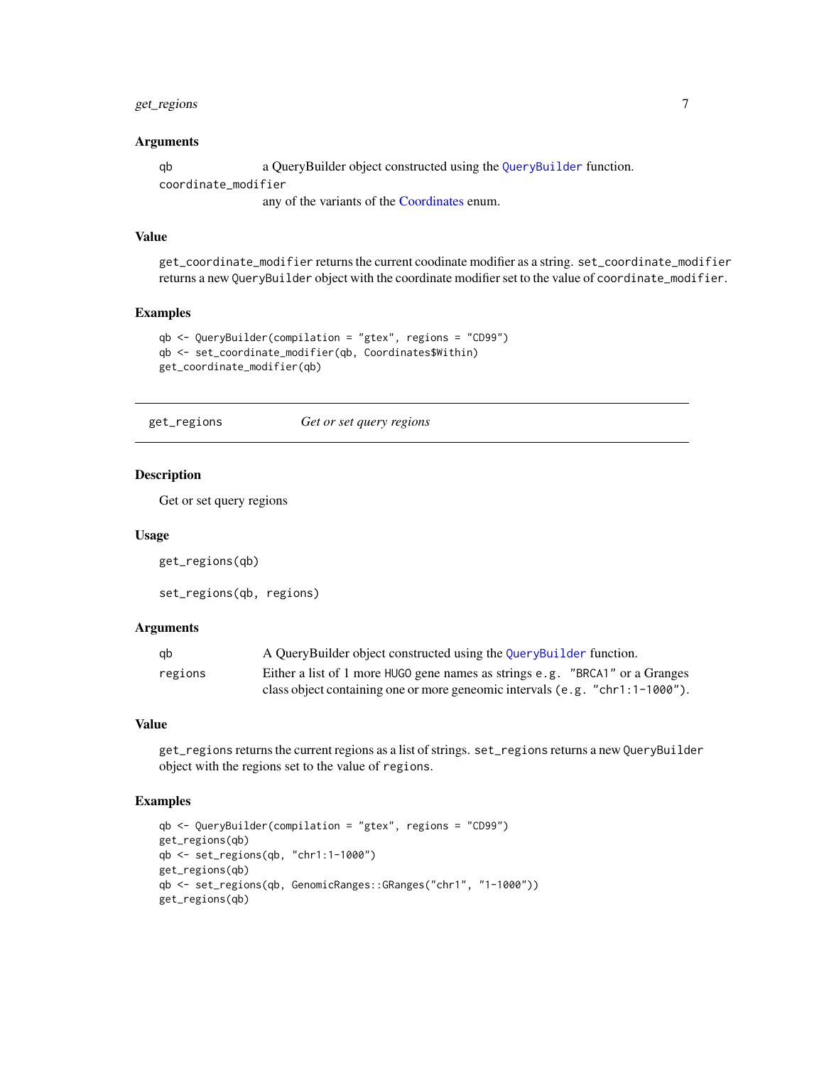### Arguments

| | |
|---|---|
| qb | a QueryBuilder object constructed using the `QueryBuilder` function. |
| coordinate_modifier | any of the variants of the Coordinates enum. |

### Value

`get_coordinate_modifier` returns the current coodinate modifier as a string. `set_coordinate_modifier` returns a new `QueryBuilder` object with the coordinate modifier set to the value of `coordinate_modifier`.

### Examples

```
qb <- QueryBuilder(compilation = "gtex", regions = "CD99")
qb <- set_coordinate_modifier(qb, Coordinates$Within)
get_coordinate_modifier(qb)
```

---

## get_regions — *Get or set query regions*

---

### Description

Get or set query regions

### Usage

```
get_regions(qb)

set_regions(qb, regions)
```

### Arguments

| | |
|---|---|
| qb | A QueryBuilder object constructed using the `QueryBuilder` function. |
| regions | Either a list of 1 more HUGO gene names as strings `e.g. "BRCA1"` or a Granges class object containing one or more geneomic intervals `(e.g. "chr1:1-1000")`. |

### Value

`get_regions` returns the current regions as a list of strings. `set_regions` returns a new `QueryBuilder` object with the regions set to the value of `regions`.

### Examples

```
qb <- QueryBuilder(compilation = "gtex", regions = "CD99")
get_regions(qb)
qb <- set_regions(qb, "chr1:1-1000")
get_regions(qb)
qb <- set_regions(qb, GenomicRanges::GRanges("chr1", "1-1000"))
get_regions(qb)
```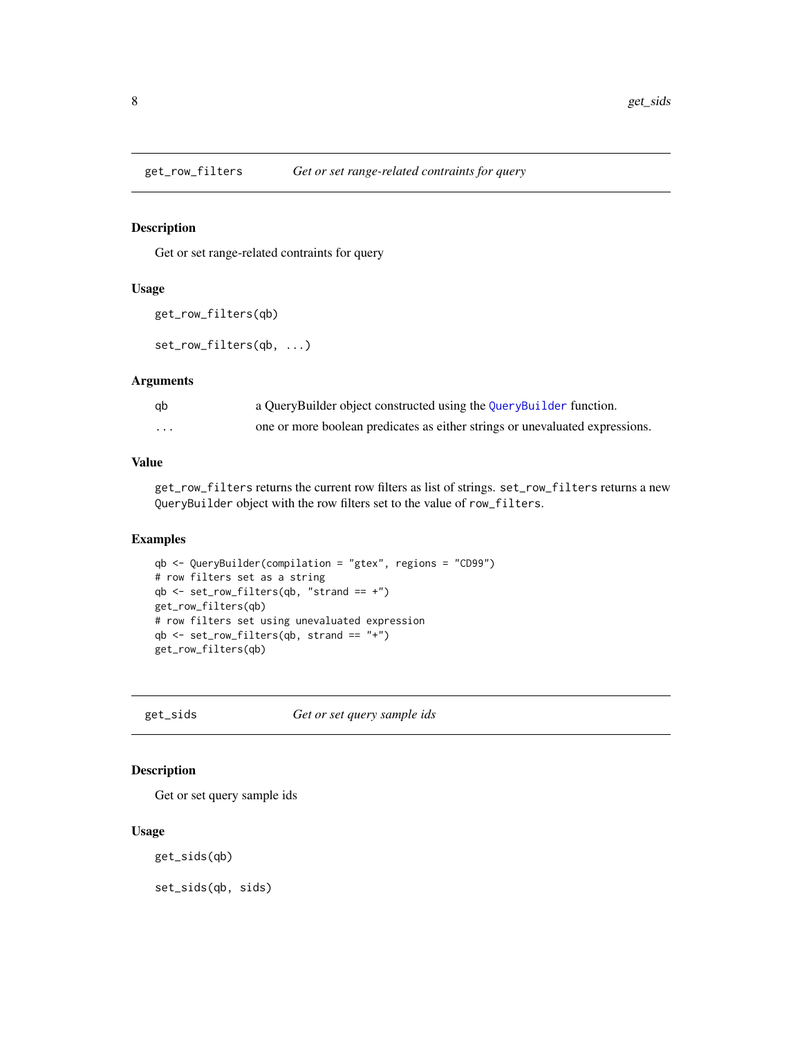## get_row_filters — *Get or set range-related contraints for query*

### Description

Get or set range-related contraints for query

### Usage

```
get_row_filters(qb)

set_row_filters(qb, ...)
```

### Arguments

| | |
|---|---|
| qb | a QueryBuilder object constructed using the `QueryBuilder` function. |
| ... | one or more boolean predicates as either strings or unevaluated expressions. |

### Value

`get_row_filters` returns the current row filters as list of strings. `set_row_filters` returns a new `QueryBuilder` object with the row filters set to the value of `row_filters`.

### Examples

```
qb <- QueryBuilder(compilation = "gtex", regions = "CD99")
# row filters set as a string
qb <- set_row_filters(qb, "strand == +")
get_row_filters(qb)
# row filters set using unevaluated expression
qb <- set_row_filters(qb, strand == "+")
get_row_filters(qb)
```

## get_sids — *Get or set query sample ids*

### Description

Get or set query sample ids

### Usage

```
get_sids(qb)

set_sids(qb, sids)
```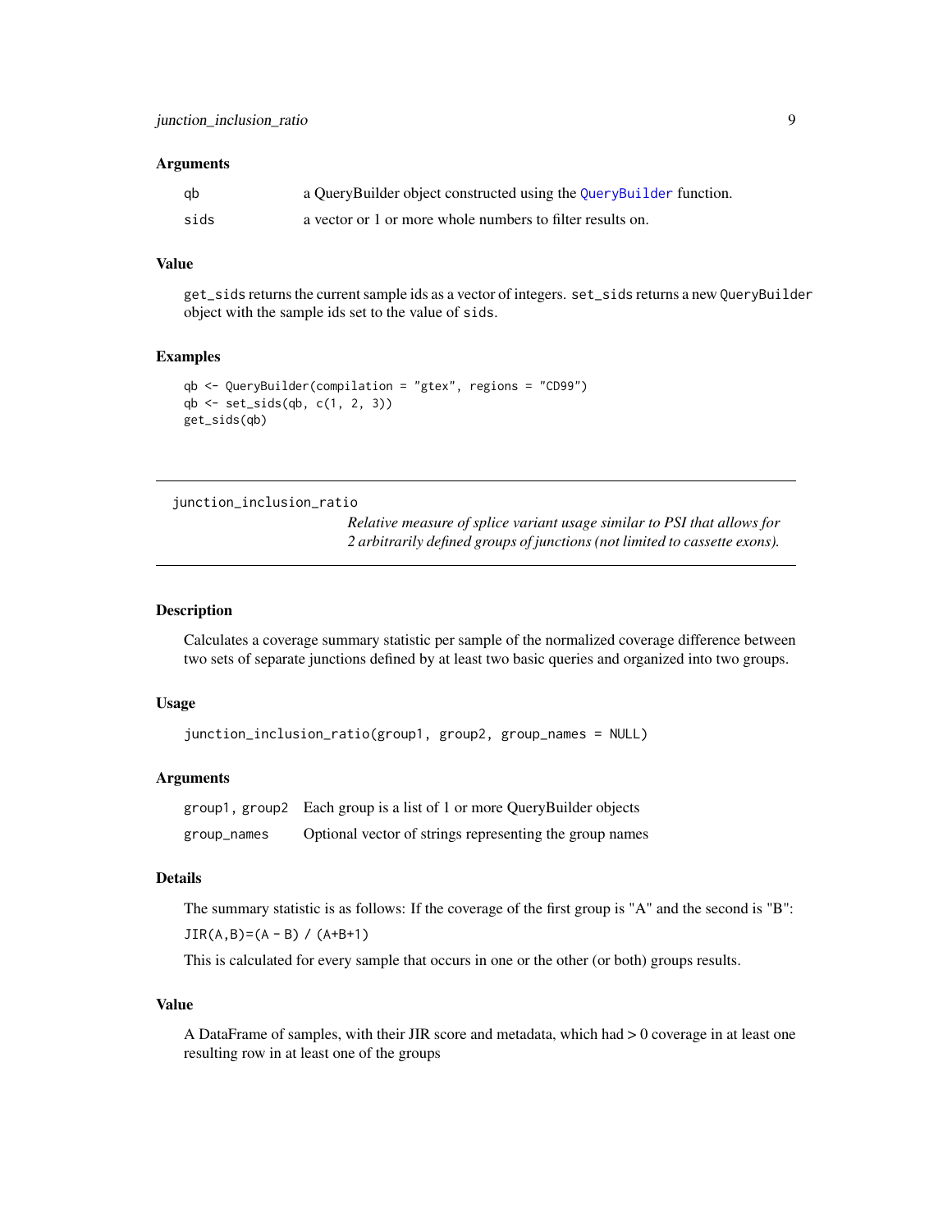### Arguments

| | |
|---|---|
| qb | a QueryBuilder object constructed using the `QueryBuilder` function. |
| sids | a vector or 1 or more whole numbers to filter results on. |

### Value

`get_sids` returns the current sample ids as a vector of integers. `set_sids` returns a new `QueryBuilder` object with the sample ids set to the value of `sids`.

### Examples

```
qb <- QueryBuilder(compilation = "gtex", regions = "CD99")
qb <- set_sids(qb, c(1, 2, 3))
get_sids(qb)
```

---

## junction_inclusion_ratio

*Relative measure of splice variant usage similar to PSI that allows for 2 arbitrarily defined groups of junctions (not limited to cassette exons).*

---

### Description

Calculates a coverage summary statistic per sample of the normalized coverage difference between two sets of separate junctions defined by at least two basic queries and organized into two groups.

### Usage

```
junction_inclusion_ratio(group1, group2, group_names = NULL)
```

### Arguments

| | |
|---|---|
| group1, group2 | Each group is a list of 1 or more QueryBuilder objects |
| group_names | Optional vector of strings representing the group names |

### Details

The summary statistic is as follows: If the coverage of the first group is "A" and the second is "B":

`JIR(A,B)=(A - B) / (A+B+1)`

This is calculated for every sample that occurs in one or the other (or both) groups results.

### Value

A DataFrame of samples, with their JIR score and metadata, which had > 0 coverage in at least one resulting row in at least one of the groups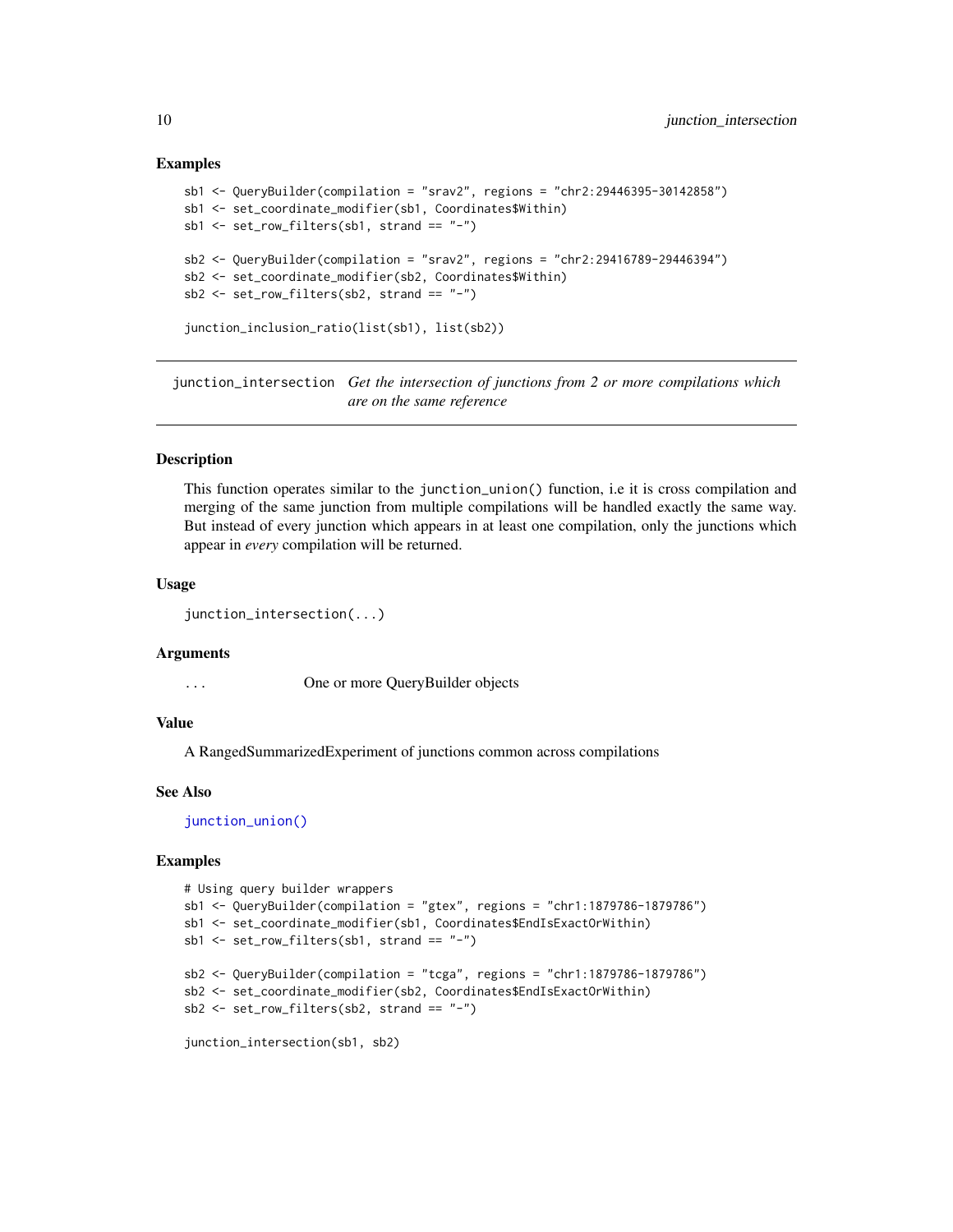### Examples

```
sb1 <- QueryBuilder(compilation = "srav2", regions = "chr2:29446395-30142858")
sb1 <- set_coordinate_modifier(sb1, Coordinates$Within)
sb1 <- set_row_filters(sb1, strand == "-")

sb2 <- QueryBuilder(compilation = "srav2", regions = "chr2:29416789-29446394")
sb2 <- set_coordinate_modifier(sb2, Coordinates$Within)
sb2 <- set_row_filters(sb2, strand == "-")

junction_inclusion_ratio(list(sb1), list(sb2))
```

## junction_intersection *Get the intersection of junctions from 2 or more compilations which are on the same reference*

### Description

This function operates similar to the junction_union() function, i.e it is cross compilation and merging of the same junction from multiple compilations will be handled exactly the same way. But instead of every junction which appears in at least one compilation, only the junctions which appear in *every* compilation will be returned.

### Usage

```
junction_intersection(...)
```

### Arguments

| | |
|---|---|
| ... | One or more QueryBuilder objects |

### Value

A RangedSummarizedExperiment of junctions common across compilations

### See Also

junction_union()

### Examples

```
# Using query builder wrappers
sb1 <- QueryBuilder(compilation = "gtex", regions = "chr1:1879786-1879786")
sb1 <- set_coordinate_modifier(sb1, Coordinates$EndIsExactOrWithin)
sb1 <- set_row_filters(sb1, strand == "-")

sb2 <- QueryBuilder(compilation = "tcga", regions = "chr1:1879786-1879786")
sb2 <- set_coordinate_modifier(sb2, Coordinates$EndIsExactOrWithin)
sb2 <- set_row_filters(sb2, strand == "-")

junction_intersection(sb1, sb2)
```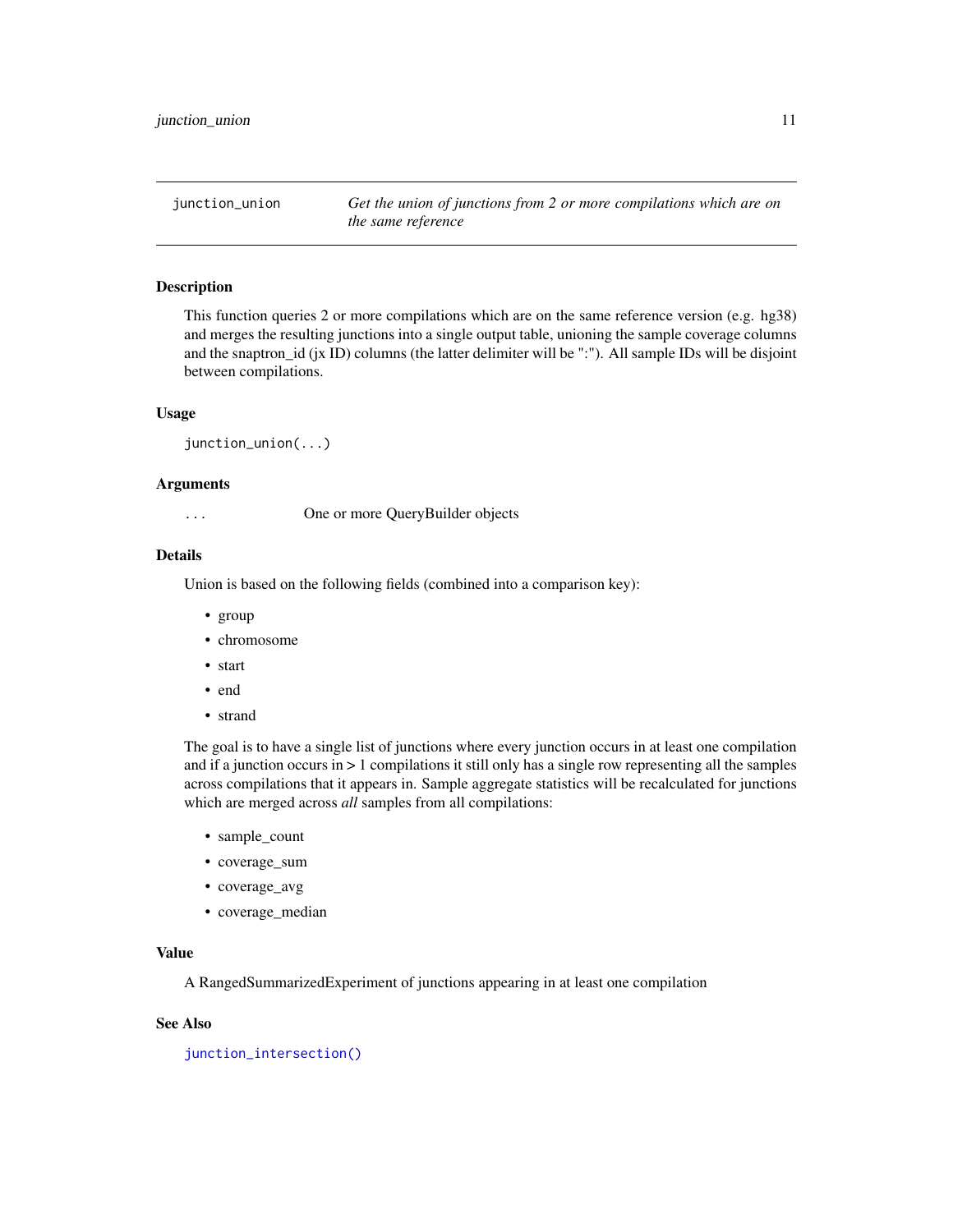## junction_union — *Get the union of junctions from 2 or more compilations which are on the same reference*

### Description

This function queries 2 or more compilations which are on the same reference version (e.g. hg38) and merges the resulting junctions into a single output table, unioning the sample coverage columns and the snaptron_id (jx ID) columns (the latter delimiter will be ":"). All sample IDs will be disjoint between compilations.

### Usage

```
junction_union(...)
```

### Arguments

| | |
|---|---|
| `...` | One or more QueryBuilder objects |

### Details

Union is based on the following fields (combined into a comparison key):

- group
- chromosome
- start
- end
- strand

The goal is to have a single list of junctions where every junction occurs in at least one compilation and if a junction occurs in > 1 compilations it still only has a single row representing all the samples across compilations that it appears in. Sample aggregate statistics will be recalculated for junctions which are merged across *all* samples from all compilations:

- sample_count
- coverage_sum
- coverage_avg
- coverage_median

### Value

A RangedSummarizedExperiment of junctions appearing in at least one compilation

### See Also

`junction_intersection()`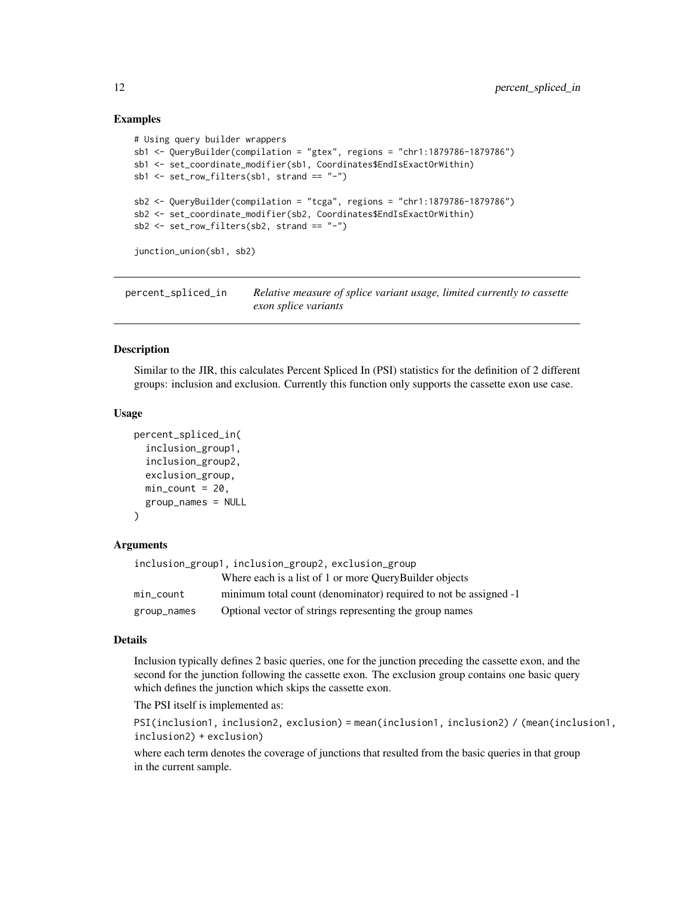### Examples

```
# Using query builder wrappers
sb1 <- QueryBuilder(compilation = "gtex", regions = "chr1:1879786-1879786")
sb1 <- set_coordinate_modifier(sb1, Coordinates$EndIsExactOrWithin)
sb1 <- set_row_filters(sb1, strand == "-")

sb2 <- QueryBuilder(compilation = "tcga", regions = "chr1:1879786-1879786")
sb2 <- set_coordinate_modifier(sb2, Coordinates$EndIsExactOrWithin)
sb2 <- set_row_filters(sb2, strand == "-")

junction_union(sb1, sb2)
```

## percent_spliced_in — *Relative measure of splice variant usage, limited currently to cassette exon splice variants*

### Description

Similar to the JIR, this calculates Percent Spliced In (PSI) statistics for the definition of 2 different groups: inclusion and exclusion. Currently this function only supports the cassette exon use case.

### Usage

```
percent_spliced_in(
  inclusion_group1,
  inclusion_group2,
  exclusion_group,
  min_count = 20,
  group_names = NULL
)
```

### Arguments

| | |
|---|---|
| `inclusion_group1, inclusion_group2, exclusion_group` | Where each is a list of 1 or more QueryBuilder objects |
| `min_count` | minimum total count (denominator) required to not be assigned -1 |
| `group_names` | Optional vector of strings representing the group names |

### Details

Inclusion typically defines 2 basic queries, one for the junction preceding the cassette exon, and the second for the junction following the cassette exon. The exclusion group contains one basic query which defines the junction which skips the cassette exon.

The PSI itself is implemented as:

`PSI(inclusion1, inclusion2, exclusion) = mean(inclusion1, inclusion2) / (mean(inclusion1, inclusion2) + exclusion)`

where each term denotes the coverage of junctions that resulted from the basic queries in that group in the current sample.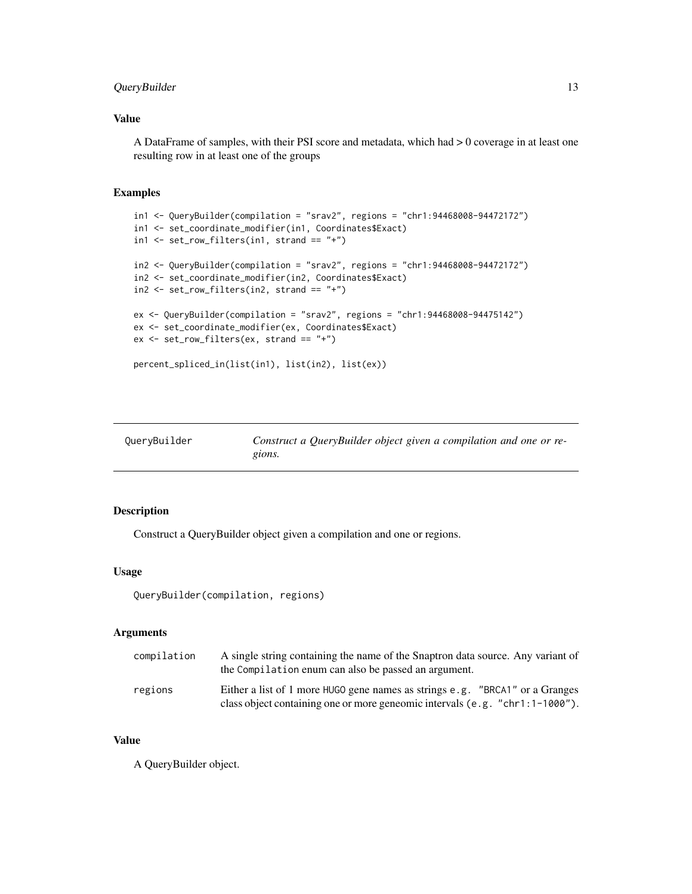### Value

A DataFrame of samples, with their PSI score and metadata, which had > 0 coverage in at least one resulting row in at least one of the groups

### Examples

```
in1 <- QueryBuilder(compilation = "srav2", regions = "chr1:94468008-94472172")
in1 <- set_coordinate_modifier(in1, Coordinates$Exact)
in1 <- set_row_filters(in1, strand == "+")

in2 <- QueryBuilder(compilation = "srav2", regions = "chr1:94468008-94472172")
in2 <- set_coordinate_modifier(in2, Coordinates$Exact)
in2 <- set_row_filters(in2, strand == "+")

ex <- QueryBuilder(compilation = "srav2", regions = "chr1:94468008-94475142")
ex <- set_coordinate_modifier(ex, Coordinates$Exact)
ex <- set_row_filters(ex, strand == "+")

percent_spliced_in(list(in1), list(in2), list(ex))
```

---

## QueryBuilder — *Construct a QueryBuilder object given a compilation and one or regions.*

---

### Description

Construct a QueryBuilder object given a compilation and one or regions.

### Usage

```
QueryBuilder(compilation, regions)
```

### Arguments

| | |
|---|---|
| compilation | A single string containing the name of the Snaptron data source. Any variant of the `Compilation` enum can also be passed an argument. |
| regions | Either a list of 1 more `HUGO` gene names as strings `e.g. "BRCA1"` or a Granges class object containing one or more geneomic intervals (`e.g. "chr1:1-1000"`). |

### Value

A QueryBuilder object.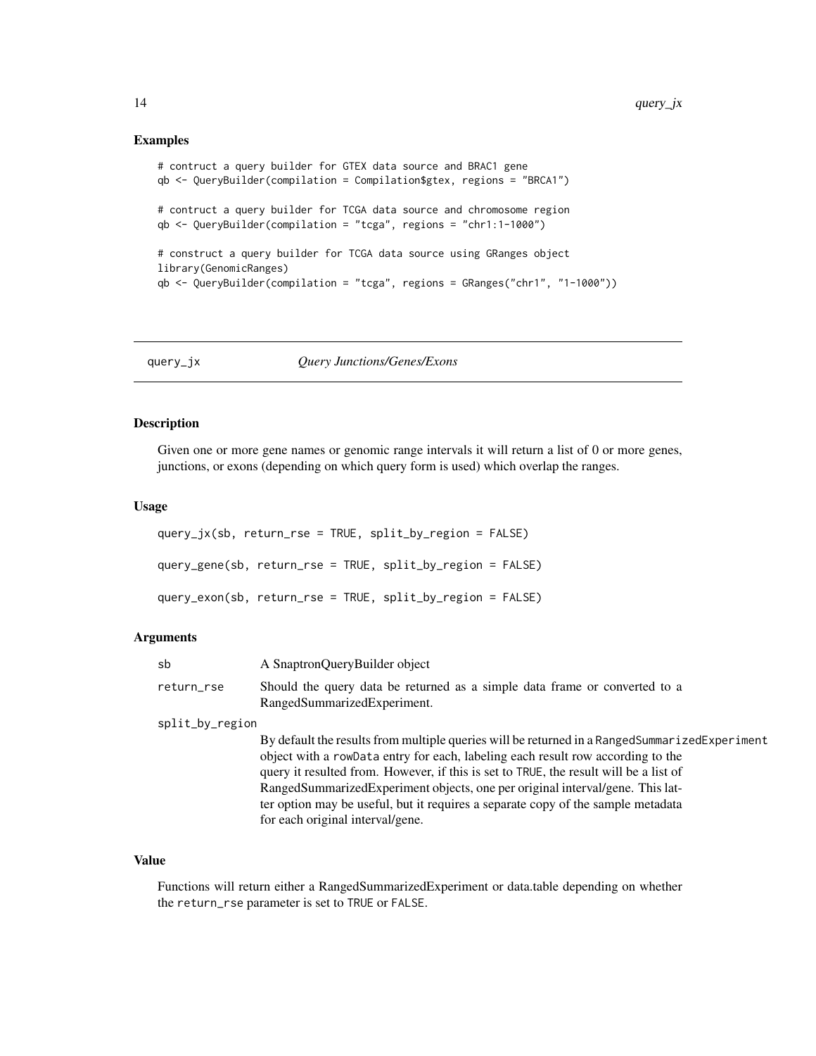### Examples

```
# contruct a query builder for GTEX data source and BRAC1 gene
qb <- QueryBuilder(compilation = Compilation$gtex, regions = "BRCA1")

# contruct a query builder for TCGA data source and chromosome region
qb <- QueryBuilder(compilation = "tcga", regions = "chr1:1-1000")

# construct a query builder for TCGA data source using GRanges object
library(GenomicRanges)
qb <- QueryBuilder(compilation = "tcga", regions = GRanges("chr1", "1-1000"))
```

---

## query_jx — *Query Junctions/Genes/Exons*

---

### Description

Given one or more gene names or genomic range intervals it will return a list of 0 or more genes, junctions, or exons (depending on which query form is used) which overlap the ranges.

### Usage

```
query_jx(sb, return_rse = TRUE, split_by_region = FALSE)

query_gene(sb, return_rse = TRUE, split_by_region = FALSE)

query_exon(sb, return_rse = TRUE, split_by_region = FALSE)
```

### Arguments

| | |
|---|---|
| sb | A SnaptronQueryBuilder object |
| return_rse | Should the query data be returned as a simple data frame or converted to a RangedSummarizedExperiment. |
| split_by_region | By default the results from multiple queries will be returned in a RangedSummarizedExperiment object with a rowData entry for each, labeling each result row according to the query it resulted from. However, if this is set to TRUE, the result will be a list of RangedSummarizedExperiment objects, one per original interval/gene. This latter option may be useful, but it requires a separate copy of the sample metadata for each original interval/gene. |

### Value

Functions will return either a RangedSummarizedExperiment or data.table depending on whether the return_rse parameter is set to TRUE or FALSE.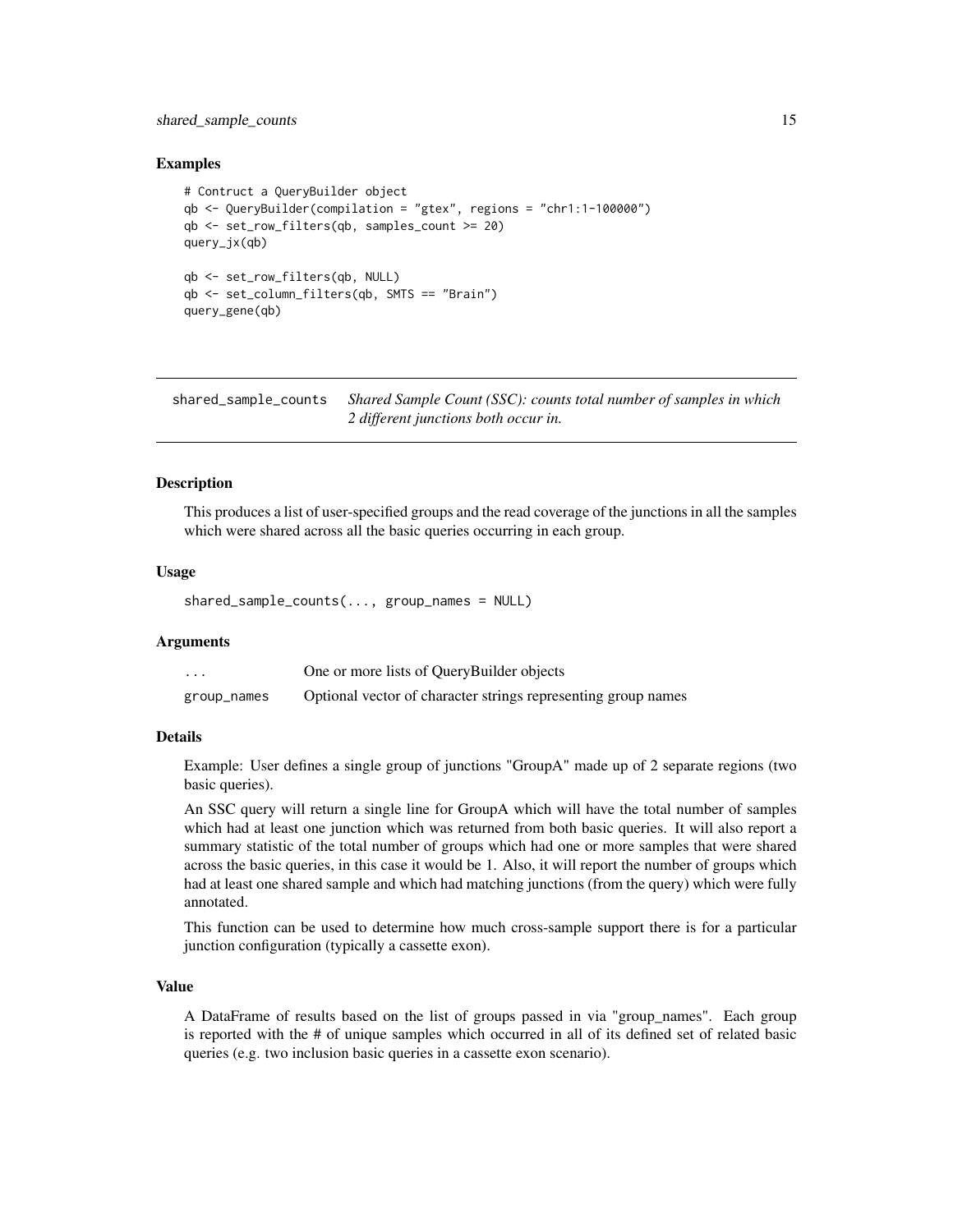### Examples

```
# Contruct a QueryBuilder object
qb <- QueryBuilder(compilation = "gtex", regions = "chr1:1-100000")
qb <- set_row_filters(qb, samples_count >= 20)
query_jx(qb)

qb <- set_row_filters(qb, NULL)
qb <- set_column_filters(qb, SMTS == "Brain")
query_gene(qb)
```

---

## shared_sample_counts

*Shared Sample Count (SSC): counts total number of samples in which 2 different junctions both occur in.*

---

### Description

This produces a list of user-specified groups and the read coverage of the junctions in all the samples which were shared across all the basic queries occurring in each group.

### Usage

```
shared_sample_counts(..., group_names = NULL)
```

### Arguments

| | |
|---|---|
| ... | One or more lists of QueryBuilder objects |
| group_names | Optional vector of character strings representing group names |

### Details

Example: User defines a single group of junctions "GroupA" made up of 2 separate regions (two basic queries).

An SSC query will return a single line for GroupA which will have the total number of samples which had at least one junction which was returned from both basic queries. It will also report a summary statistic of the total number of groups which had one or more samples that were shared across the basic queries, in this case it would be 1. Also, it will report the number of groups which had at least one shared sample and which had matching junctions (from the query) which were fully annotated.

This function can be used to determine how much cross-sample support there is for a particular junction configuration (typically a cassette exon).

### Value

A DataFrame of results based on the list of groups passed in via "group_names". Each group is reported with the # of unique samples which occurred in all of its defined set of related basic queries (e.g. two inclusion basic queries in a cassette exon scenario).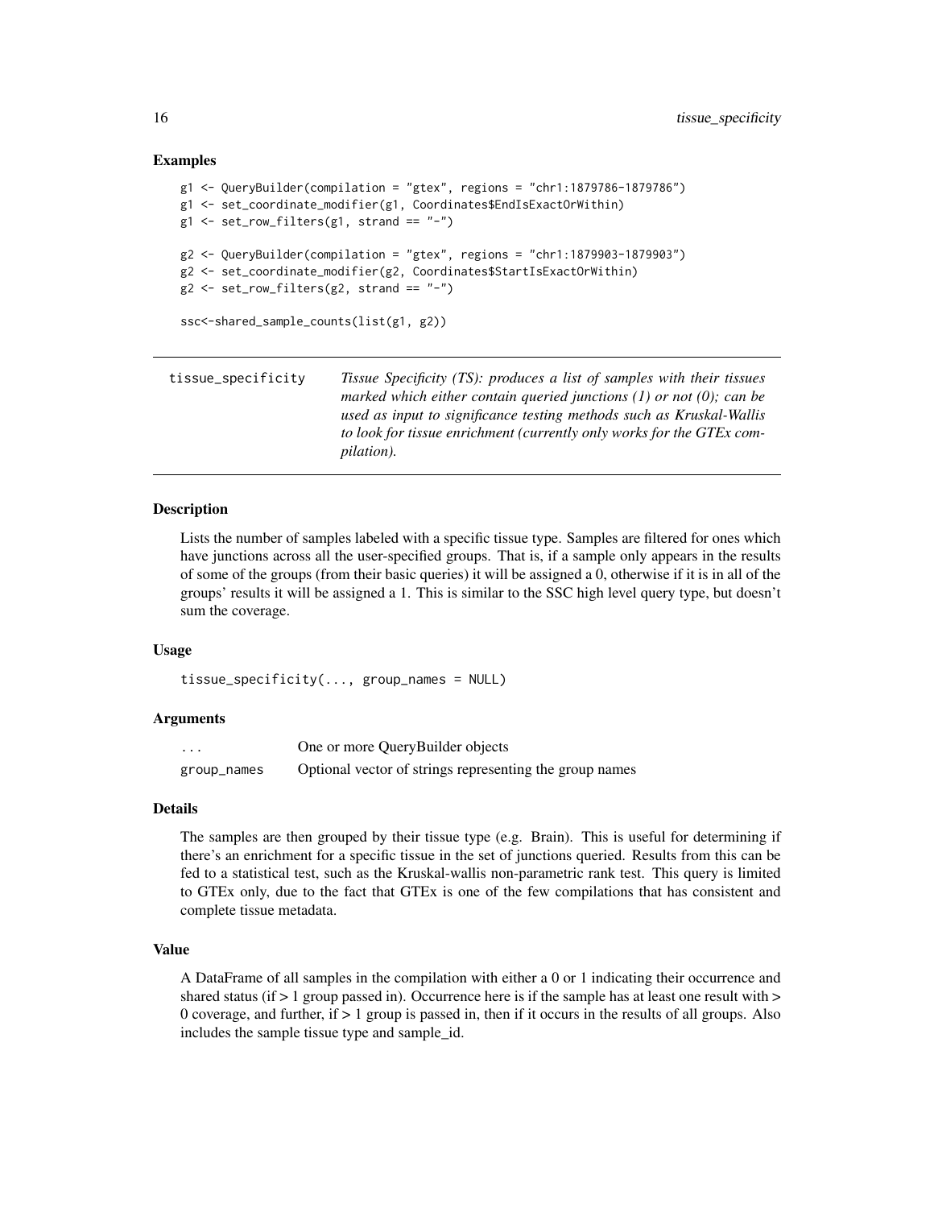### Examples

```
g1 <- QueryBuilder(compilation = "gtex", regions = "chr1:1879786-1879786")
g1 <- set_coordinate_modifier(g1, Coordinates$EndIsExactOrWithin)
g1 <- set_row_filters(g1, strand == "-")

g2 <- QueryBuilder(compilation = "gtex", regions = "chr1:1879903-1879903")
g2 <- set_coordinate_modifier(g2, Coordinates$StartIsExactOrWithin)
g2 <- set_row_filters(g2, strand == "-")

ssc<-shared_sample_counts(list(g1, g2))
```

---

## tissue_specificity

*Tissue Specificity (TS): produces a list of samples with their tissues marked which either contain queried junctions (1) or not (0); can be used as input to significance testing methods such as Kruskal-Wallis to look for tissue enrichment (currently only works for the GTEx compilation).*

---

### Description

Lists the number of samples labeled with a specific tissue type. Samples are filtered for ones which have junctions across all the user-specified groups. That is, if a sample only appears in the results of some of the groups (from their basic queries) it will be assigned a 0, otherwise if it is in all of the groups' results it will be assigned a 1. This is similar to the SSC high level query type, but doesn't sum the coverage.

### Usage

```
tissue_specificity(..., group_names = NULL)
```

### Arguments

| | |
|---|---|
| `...` | One or more QueryBuilder objects |
| `group_names` | Optional vector of strings representing the group names |

### Details

The samples are then grouped by their tissue type (e.g. Brain). This is useful for determining if there's an enrichment for a specific tissue in the set of junctions queried. Results from this can be fed to a statistical test, such as the Kruskal-wallis non-parametric rank test. This query is limited to GTEx only, due to the fact that GTEx is one of the few compilations that has consistent and complete tissue metadata.

### Value

A DataFrame of all samples in the compilation with either a 0 or 1 indicating their occurrence and shared status (if > 1 group passed in). Occurrence here is if the sample has at least one result with > 0 coverage, and further, if > 1 group is passed in, then if it occurs in the results of all groups. Also includes the sample tissue type and sample_id.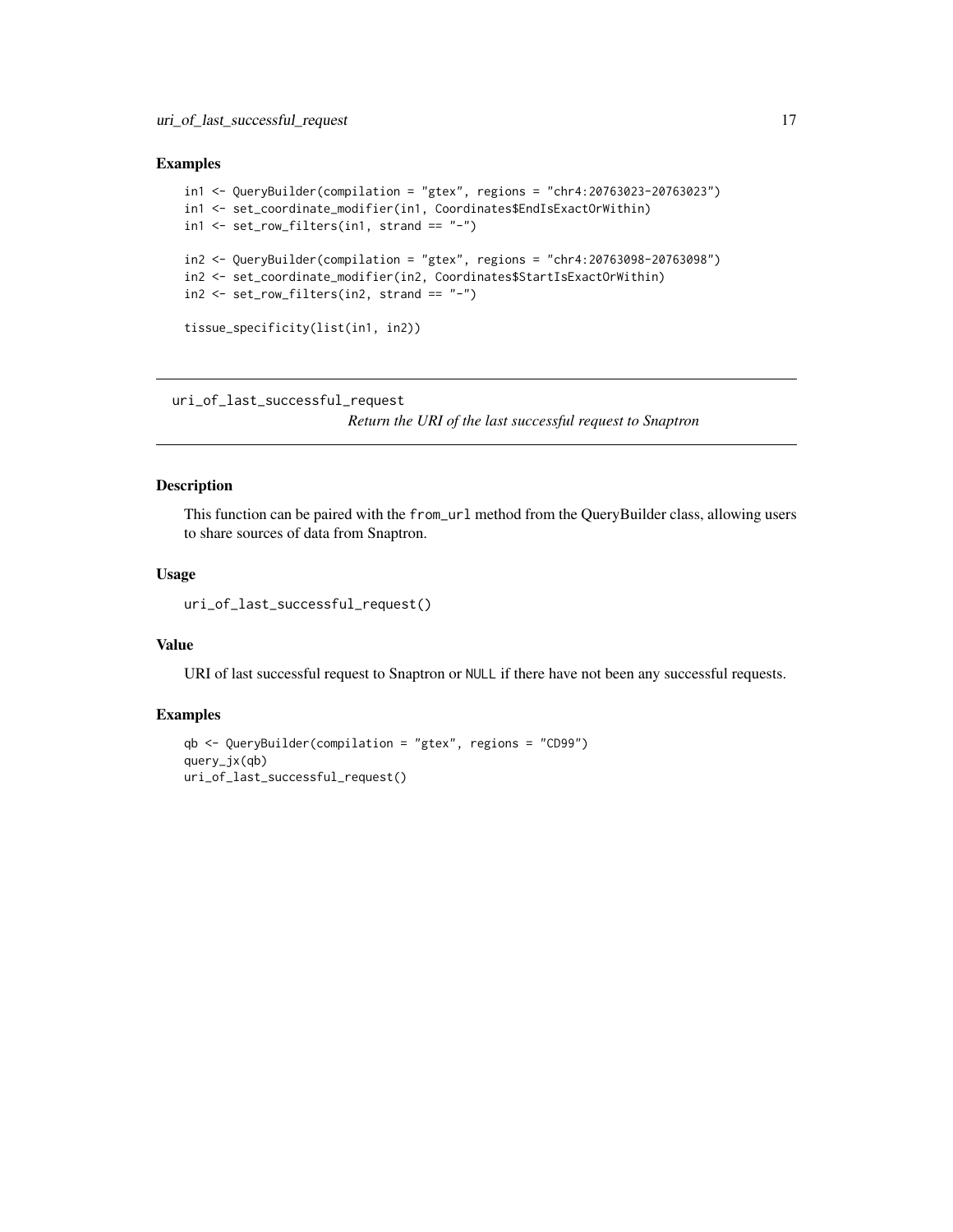## Examples

```
in1 <- QueryBuilder(compilation = "gtex", regions = "chr4:20763023-20763023")
in1 <- set_coordinate_modifier(in1, Coordinates$EndIsExactOrWithin)
in1 <- set_row_filters(in1, strand == "-")

in2 <- QueryBuilder(compilation = "gtex", regions = "chr4:20763098-20763098")
in2 <- set_coordinate_modifier(in2, Coordinates$StartIsExactOrWithin)
in2 <- set_row_filters(in2, strand == "-")

tissue_specificity(list(in1, in2))
```

---

# uri_of_last_successful_request

*Return the URI of the last successful request to Snaptron*

---

## Description

This function can be paired with the `from_url` method from the QueryBuilder class, allowing users to share sources of data from Snaptron.

## Usage

```
uri_of_last_successful_request()
```

## Value

URI of last successful request to Snaptron or `NULL` if there have not been any successful requests.

## Examples

```
qb <- QueryBuilder(compilation = "gtex", regions = "CD99")
query_jx(qb)
uri_of_last_successful_request()
```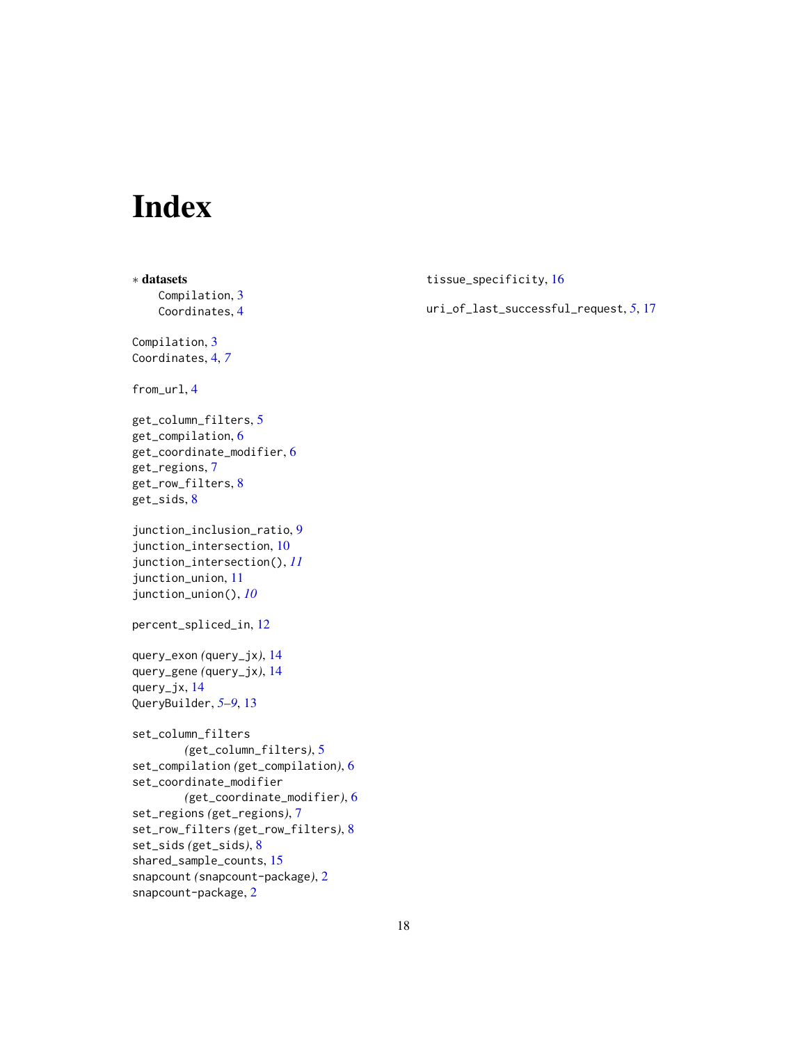# Index

* **datasets**
    Compilation, 3
    Coordinates, 4

Compilation, 3
Coordinates, 4, *7*

from_url, 4

get_column_filters, 5
get_compilation, 6
get_coordinate_modifier, 6
get_regions, 7
get_row_filters, 8
get_sids, 8

junction_inclusion_ratio, 9
junction_intersection, 10
junction_intersection(), *11*
junction_union, 11
junction_union(), *10*

percent_spliced_in, 12

query_exon *(query_jx)*, 14
query_gene *(query_jx)*, 14
query_jx, 14
QueryBuilder, *5–9*, 13

set_column_filters *(get_column_filters)*, 5
set_compilation *(get_compilation)*, 6
set_coordinate_modifier *(get_coordinate_modifier)*, 6
set_regions *(get_regions)*, 7
set_row_filters *(get_row_filters)*, 8
set_sids *(get_sids)*, 8
shared_sample_counts, 15
snapcount *(snapcount-package)*, 2
snapcount-package, 2

tissue_specificity, 16

uri_of_last_successful_request, *5*, 17